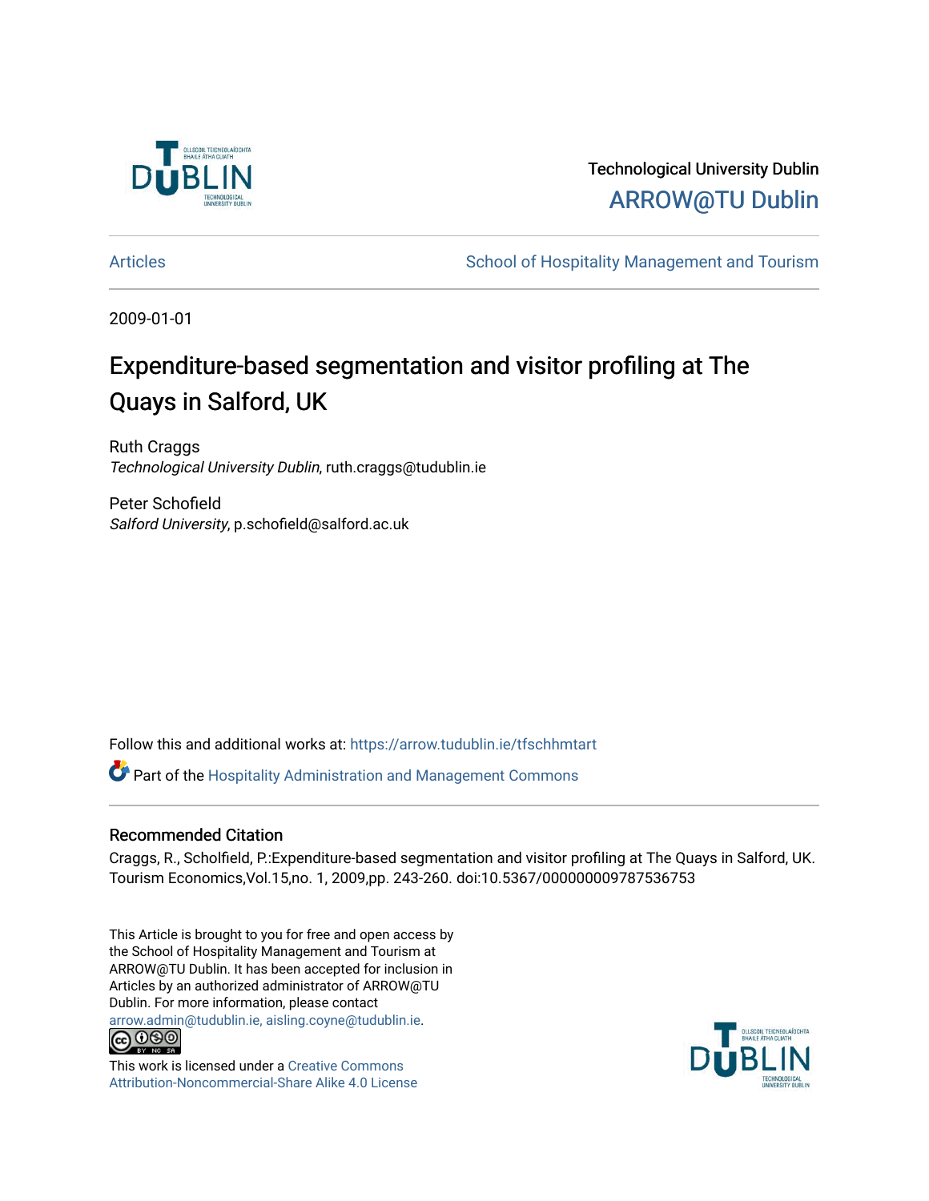Technological University Dublin

ARROW@TU Dublin

Articles | School of Hospitality Management and Tourism

2009-01-01

# Expenditure-based segmentation and visitor profiling at The Quays in Salford, UK

Ruth Craggs
*Technological University Dublin*, ruth.craggs@tudublin.ie

Peter Schofield
*Salford University*, p.schofield@salford.ac.uk

Follow this and additional works at: https://arrow.tudublin.ie/tfschhmtart

Part of the Hospitality Administration and Management Commons

## Recommended Citation

Craggs, R., Scholfield, P.:Expenditure-based segmentation and visitor profiling at The Quays in Salford, UK. Tourism Economics,Vol.15,no. 1, 2009,pp. 243-260. doi:10.5367/000000009787536753

This Article is brought to you for free and open access by the School of Hospitality Management and Tourism at ARROW@TU Dublin. It has been accepted for inclusion in Articles by an authorized administrator of ARROW@TU Dublin. For more information, please contact arrow.admin@tudublin.ie, aisling.coyne@tudublin.ie.

This work is licensed under a Creative Commons Attribution-Noncommercial-Share Alike 4.0 License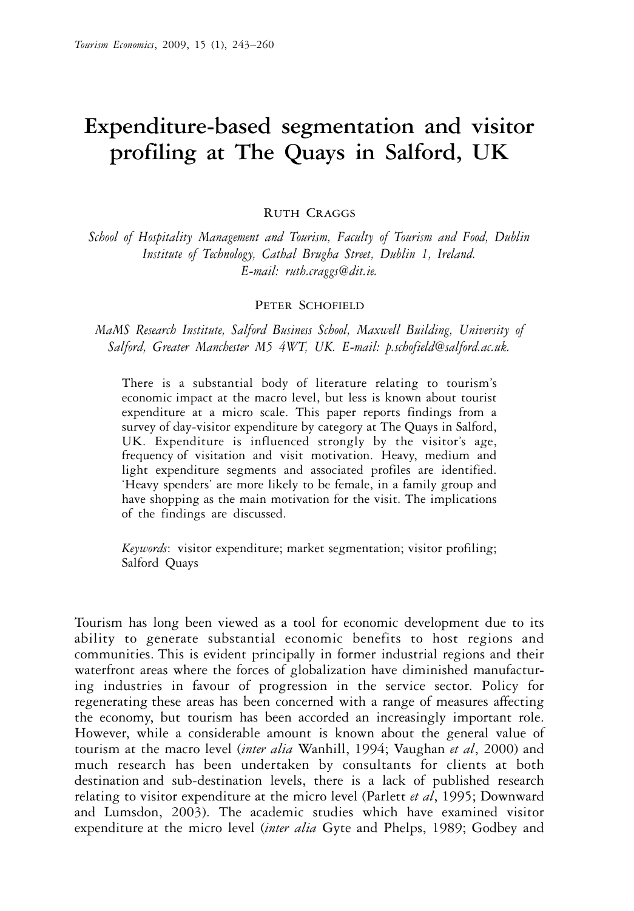# Expenditure-based segmentation and visitor profiling at The Quays in Salford, UK

RUTH CRAGGS

*School of Hospitality Management and Tourism, Faculty of Tourism and Food, Dublin Institute of Technology, Cathal Brugha Street, Dublin 1, Ireland. E-mail: ruth.craggs@dit.ie.*

PETER SCHOFIELD

*MaMS Research Institute, Salford Business School, Maxwell Building, University of Salford, Greater Manchester M5 4WT, UK. E-mail: p.schofield@salford.ac.uk.*

There is a substantial body of literature relating to tourism's economic impact at the macro level, but less is known about tourist expenditure at a micro scale. This paper reports findings from a survey of day-visitor expenditure by category at The Quays in Salford, UK. Expenditure is influenced strongly by the visitor's age, frequency of visitation and visit motivation. Heavy, medium and light expenditure segments and associated profiles are identified. 'Heavy spenders' are more likely to be female, in a family group and have shopping as the main motivation for the visit. The implications of the findings are discussed.

*Keywords*: visitor expenditure; market segmentation; visitor profiling; Salford Quays

Tourism has long been viewed as a tool for economic development due to its ability to generate substantial economic benefits to host regions and communities. This is evident principally in former industrial regions and their waterfront areas where the forces of globalization have diminished manufacturing industries in favour of progression in the service sector. Policy for regenerating these areas has been concerned with a range of measures affecting the economy, but tourism has been accorded an increasingly important role. However, while a considerable amount is known about the general value of tourism at the macro level (*inter alia* Wanhill, 1994; Vaughan *et al*, 2000) and much research has been undertaken by consultants for clients at both destination and sub-destination levels, there is a lack of published research relating to visitor expenditure at the micro level (Parlett *et al*, 1995; Downward and Lumsdon, 2003). The academic studies which have examined visitor expenditure at the micro level (*inter alia* Gyte and Phelps, 1989; Godbey and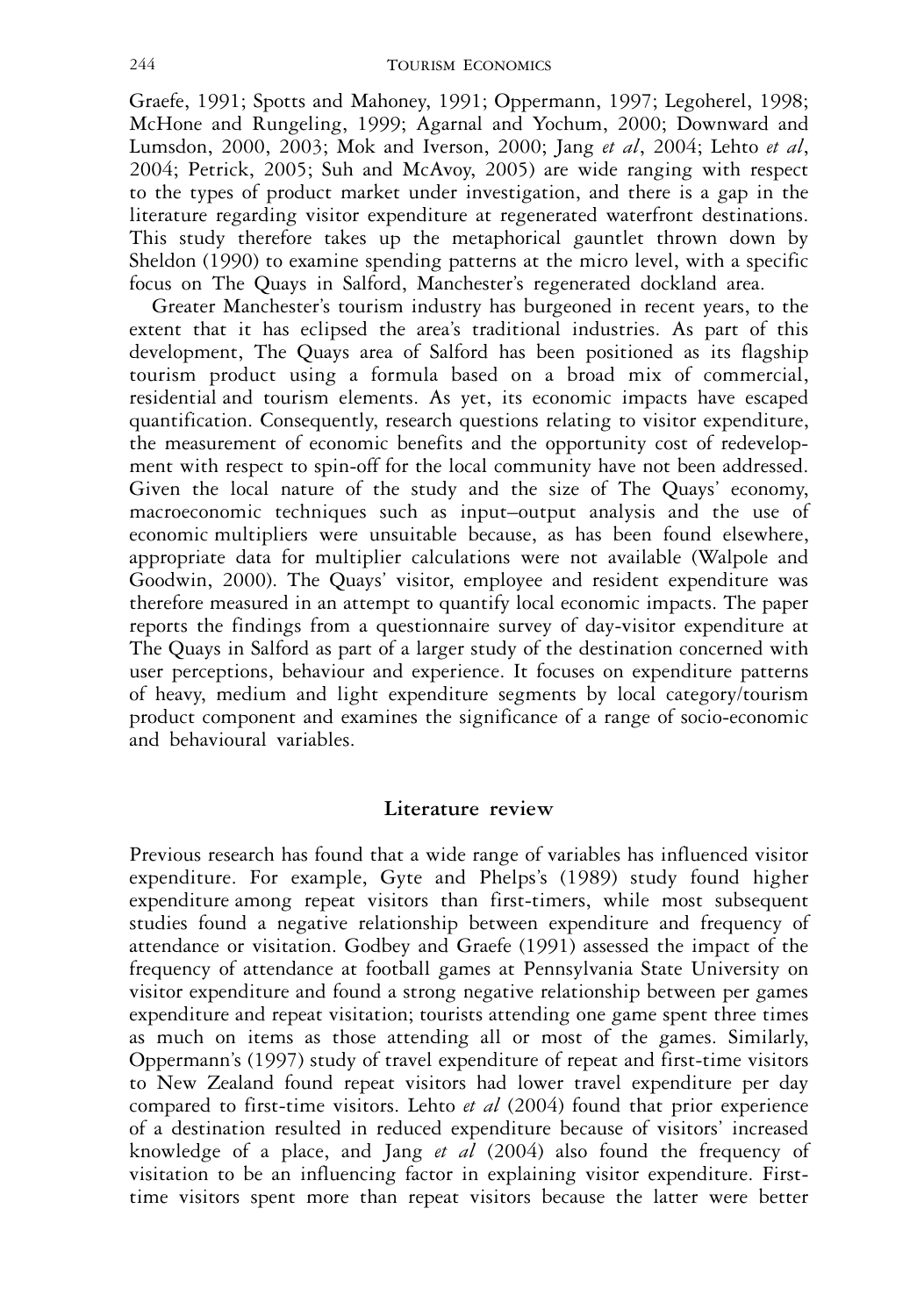Graefe, 1991; Spotts and Mahoney, 1991; Oppermann, 1997; Legoherel, 1998; McHone and Rungeling, 1999; Agarnal and Yochum, 2000; Downward and Lumsdon, 2000, 2003; Mok and Iverson, 2000; Jang *et al*, 2004; Lehto *et al*, 2004; Petrick, 2005; Suh and McAvoy, 2005) are wide ranging with respect to the types of product market under investigation, and there is a gap in the literature regarding visitor expenditure at regenerated waterfront destinations. This study therefore takes up the metaphorical gauntlet thrown down by Sheldon (1990) to examine spending patterns at the micro level, with a specific focus on The Quays in Salford, Manchester's regenerated dockland area.

Greater Manchester's tourism industry has burgeoned in recent years, to the extent that it has eclipsed the area's traditional industries. As part of this development, The Quays area of Salford has been positioned as its flagship tourism product using a formula based on a broad mix of commercial, residential and tourism elements. As yet, its economic impacts have escaped quantification. Consequently, research questions relating to visitor expenditure, the measurement of economic benefits and the opportunity cost of redevelopment with respect to spin-off for the local community have not been addressed. Given the local nature of the study and the size of The Quays' economy, macroeconomic techniques such as input–output analysis and the use of economic multipliers were unsuitable because, as has been found elsewhere, appropriate data for multiplier calculations were not available (Walpole and Goodwin, 2000). The Quays' visitor, employee and resident expenditure was therefore measured in an attempt to quantify local economic impacts. The paper reports the findings from a questionnaire survey of day-visitor expenditure at The Quays in Salford as part of a larger study of the destination concerned with user perceptions, behaviour and experience. It focuses on expenditure patterns of heavy, medium and light expenditure segments by local category/tourism product component and examines the significance of a range of socio-economic and behavioural variables.

## Literature review

Previous research has found that a wide range of variables has influenced visitor expenditure. For example, Gyte and Phelps's (1989) study found higher expenditure among repeat visitors than first-timers, while most subsequent studies found a negative relationship between expenditure and frequency of attendance or visitation. Godbey and Graefe (1991) assessed the impact of the frequency of attendance at football games at Pennsylvania State University on visitor expenditure and found a strong negative relationship between per games expenditure and repeat visitation; tourists attending one game spent three times as much on items as those attending all or most of the games. Similarly, Oppermann's (1997) study of travel expenditure of repeat and first-time visitors to New Zealand found repeat visitors had lower travel expenditure per day compared to first-time visitors. Lehto *et al* (2004) found that prior experience of a destination resulted in reduced expenditure because of visitors' increased knowledge of a place, and Jang *et al* (2004) also found the frequency of visitation to be an influencing factor in explaining visitor expenditure. First-time visitors spent more than repeat visitors because the latter were better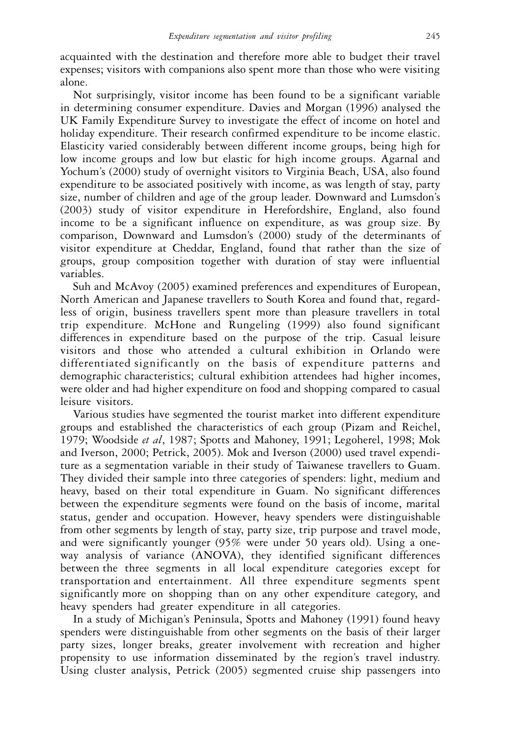acquainted with the destination and therefore more able to budget their travel expenses; visitors with companions also spent more than those who were visiting alone.

Not surprisingly, visitor income has been found to be a significant variable in determining consumer expenditure. Davies and Morgan (1996) analysed the UK Family Expenditure Survey to investigate the effect of income on hotel and holiday expenditure. Their research confirmed expenditure to be income elastic. Elasticity varied considerably between different income groups, being high for low income groups and low but elastic for high income groups. Agarnal and Yochum's (2000) study of overnight visitors to Virginia Beach, USA, also found expenditure to be associated positively with income, as was length of stay, party size, number of children and age of the group leader. Downward and Lumsdon's (2003) study of visitor expenditure in Herefordshire, England, also found income to be a significant influence on expenditure, as was group size. By comparison, Downward and Lumsdon's (2000) study of the determinants of visitor expenditure at Cheddar, England, found that rather than the size of groups, group composition together with duration of stay were influential variables.

Suh and McAvoy (2005) examined preferences and expenditures of European, North American and Japanese travellers to South Korea and found that, regardless of origin, business travellers spent more than pleasure travellers in total trip expenditure. McHone and Rungeling (1999) also found significant differences in expenditure based on the purpose of the trip. Casual leisure visitors and those who attended a cultural exhibition in Orlando were differentiated significantly on the basis of expenditure patterns and demographic characteristics; cultural exhibition attendees had higher incomes, were older and had higher expenditure on food and shopping compared to casual leisure visitors.

Various studies have segmented the tourist market into different expenditure groups and established the characteristics of each group (Pizam and Reichel, 1979; Woodside *et al*, 1987; Spotts and Mahoney, 1991; Legoherel, 1998; Mok and Iverson, 2000; Petrick, 2005). Mok and Iverson (2000) used travel expenditure as a segmentation variable in their study of Taiwanese travellers to Guam. They divided their sample into three categories of spenders: light, medium and heavy, based on their total expenditure in Guam. No significant differences between the expenditure segments were found on the basis of income, marital status, gender and occupation. However, heavy spenders were distinguishable from other segments by length of stay, party size, trip purpose and travel mode, and were significantly younger (95% were under 50 years old). Using a one-way analysis of variance (ANOVA), they identified significant differences between the three segments in all local expenditure categories except for transportation and entertainment. All three expenditure segments spent significantly more on shopping than on any other expenditure category, and heavy spenders had greater expenditure in all categories.

In a study of Michigan's Peninsula, Spotts and Mahoney (1991) found heavy spenders were distinguishable from other segments on the basis of their larger party sizes, longer breaks, greater involvement with recreation and higher propensity to use information disseminated by the region's travel industry. Using cluster analysis, Petrick (2005) segmented cruise ship passengers into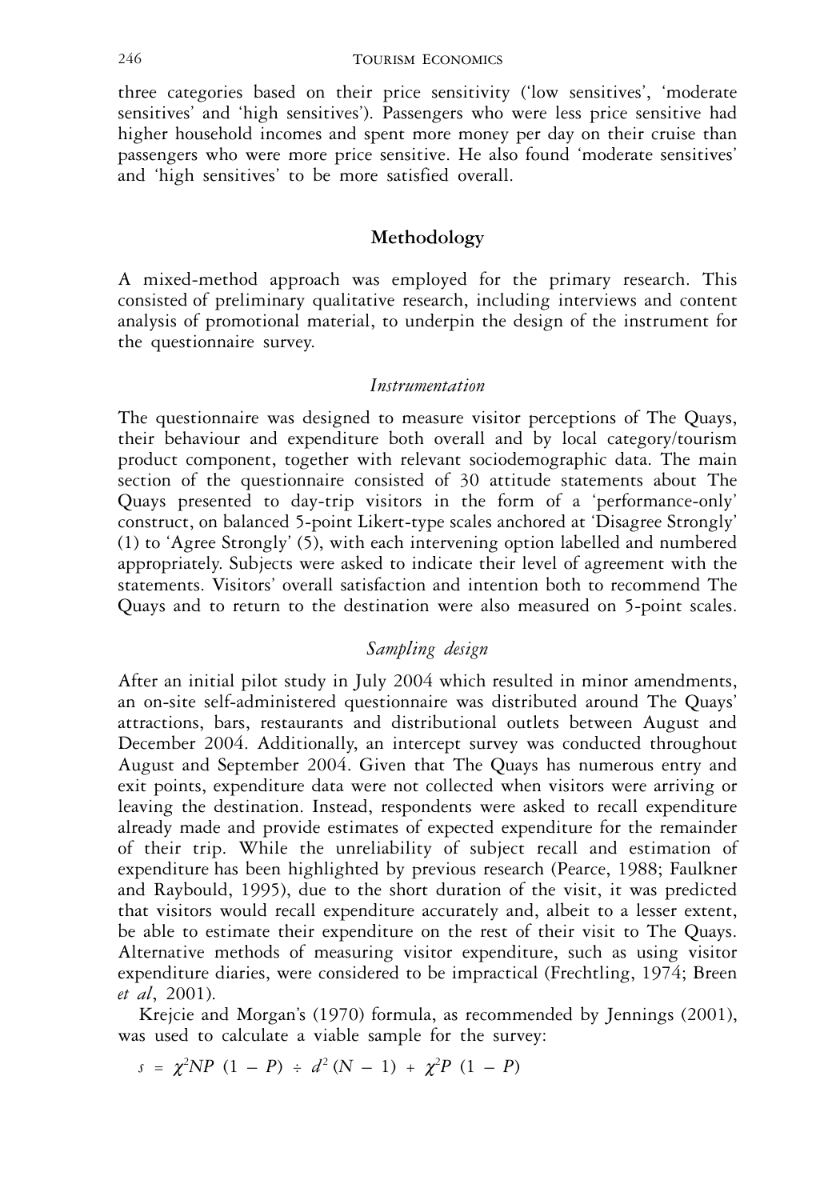three categories based on their price sensitivity ('low sensitives', 'moderate sensitives' and 'high sensitives'). Passengers who were less price sensitive had higher household incomes and spent more money per day on their cruise than passengers who were more price sensitive. He also found 'moderate sensitives' and 'high sensitives' to be more satisfied overall.

## Methodology

A mixed-method approach was employed for the primary research. This consisted of preliminary qualitative research, including interviews and content analysis of promotional material, to underpin the design of the instrument for the questionnaire survey.

### *Instrumentation*

The questionnaire was designed to measure visitor perceptions of The Quays, their behaviour and expenditure both overall and by local category/tourism product component, together with relevant sociodemographic data. The main section of the questionnaire consisted of 30 attitude statements about The Quays presented to day-trip visitors in the form of a 'performance-only' construct, on balanced 5-point Likert-type scales anchored at 'Disagree Strongly' (1) to 'Agree Strongly' (5), with each intervening option labelled and numbered appropriately. Subjects were asked to indicate their level of agreement with the statements. Visitors' overall satisfaction and intention both to recommend The Quays and to return to the destination were also measured on 5-point scales.

### *Sampling design*

After an initial pilot study in July 2004 which resulted in minor amendments, an on-site self-administered questionnaire was distributed around The Quays' attractions, bars, restaurants and distributional outlets between August and December 2004. Additionally, an intercept survey was conducted throughout August and September 2004. Given that The Quays has numerous entry and exit points, expenditure data were not collected when visitors were arriving or leaving the destination. Instead, respondents were asked to recall expenditure already made and provide estimates of expected expenditure for the remainder of their trip. While the unreliability of subject recall and estimation of expenditure has been highlighted by previous research (Pearce, 1988; Faulkner and Raybould, 1995), due to the short duration of the visit, it was predicted that visitors would recall expenditure accurately and, albeit to a lesser extent, be able to estimate their expenditure on the rest of their visit to The Quays. Alternative methods of measuring visitor expenditure, such as using visitor expenditure diaries, were considered to be impractical (Frechtling, 1974; Breen *et al*, 2001).

Krejcie and Morgan's (1970) formula, as recommended by Jennings (2001), was used to calculate a viable sample for the survey:

$$s = \chi^2 NP\ (1 - P) \div d^2\ (N - 1) + \chi^2 P\ (1 - P)$$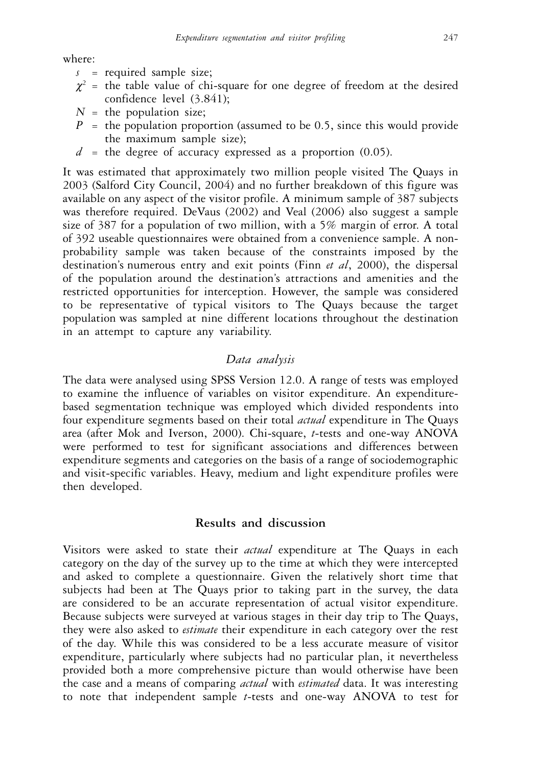where:

- $s$ = required sample size;
- $\chi^2$ = the table value of chi-square for one degree of freedom at the desired confidence level (3.841);
- $N$ = the population size;
- $P$ = the population proportion (assumed to be 0.5, since this would provide the maximum sample size);
- $d$ = the degree of accuracy expressed as a proportion (0.05).

It was estimated that approximately two million people visited The Quays in 2003 (Salford City Council, 2004) and no further breakdown of this figure was available on any aspect of the visitor profile. A minimum sample of 387 subjects was therefore required. DeVaus (2002) and Veal (2006) also suggest a sample size of 387 for a population of two million, with a 5% margin of error. A total of 392 useable questionnaires were obtained from a convenience sample. A non-probability sample was taken because of the constraints imposed by the destination's numerous entry and exit points (Finn *et al*, 2000), the dispersal of the population around the destination's attractions and amenities and the restricted opportunities for interception. However, the sample was considered to be representative of typical visitors to The Quays because the target population was sampled at nine different locations throughout the destination in an attempt to capture any variability.

### *Data analysis*

The data were analysed using SPSS Version 12.0. A range of tests was employed to examine the influence of variables on visitor expenditure. An expenditure-based segmentation technique was employed which divided respondents into four expenditure segments based on their total *actual* expenditure in The Quays area (after Mok and Iverson, 2000). Chi-square, *t*-tests and one-way ANOVA were performed to test for significant associations and differences between expenditure segments and categories on the basis of a range of sociodemographic and visit-specific variables. Heavy, medium and light expenditure profiles were then developed.

## Results and discussion

Visitors were asked to state their *actual* expenditure at The Quays in each category on the day of the survey up to the time at which they were intercepted and asked to complete a questionnaire. Given the relatively short time that subjects had been at The Quays prior to taking part in the survey, the data are considered to be an accurate representation of actual visitor expenditure. Because subjects were surveyed at various stages in their day trip to The Quays, they were also asked to *estimate* their expenditure in each category over the rest of the day. While this was considered to be a less accurate measure of visitor expenditure, particularly where subjects had no particular plan, it nevertheless provided both a more comprehensive picture than would otherwise have been the case and a means of comparing *actual* with *estimated* data. It was interesting to note that independent sample *t*-tests and one-way ANOVA to test for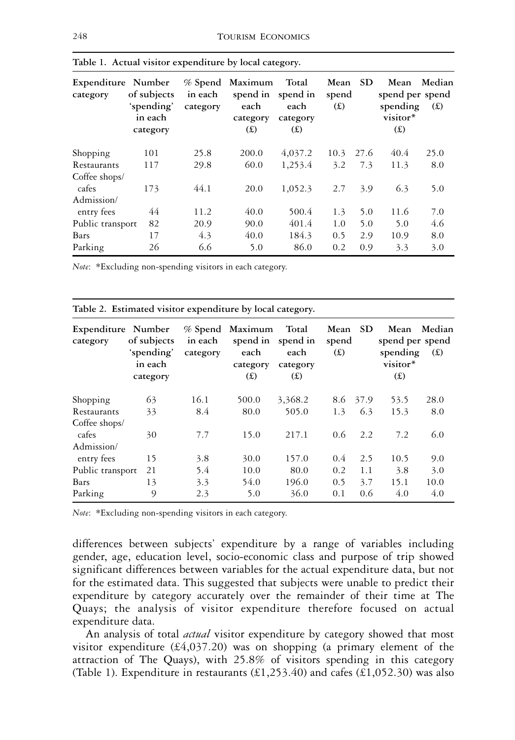**Table 1. Actual visitor expenditure by local category.**

| Expenditure category | Number of subjects 'spending' in each category | % Spend in each category | Maximum spend in each category (£) | Total spend in each category (£) | Mean spend (£) | SD | Mean spend per spending visitor* (£) | Median spend (£) |
|---|---|---|---|---|---|---|---|---|
| Shopping | 101 | 25.8 | 200.0 | 4,037.2 | 10.3 | 27.6 | 40.4 | 25.0 |
| Restaurants | 117 | 29.8 | 60.0 | 1,253.4 | 3.2 | 7.3 | 11.3 | 8.0 |
| Coffee shops/ cafes | 173 | 44.1 | 20.0 | 1,052.3 | 2.7 | 3.9 | 6.3 | 5.0 |
| Admission/ entry fees | 44 | 11.2 | 40.0 | 500.4 | 1.3 | 5.0 | 11.6 | 7.0 |
| Public transport | 82 | 20.9 | 90.0 | 401.4 | 1.0 | 5.0 | 5.0 | 4.6 |
| Bars | 17 | 4.3 | 40.0 | 184.3 | 0.5 | 2.9 | 10.9 | 8.0 |
| Parking | 26 | 6.6 | 5.0 | 86.0 | 0.2 | 0.9 | 3.3 | 3.0 |

*Note*: *Excluding non-spending visitors in each category.

**Table 2. Estimated visitor expenditure by local category.**

| Expenditure category | Number of subjects 'spending' in each category | % Spend in each category | Maximum spend in each category (£) | Total spend in each category (£) | Mean spend (£) | SD | Mean spend per spending visitor* (£) | Median spend (£) |
|---|---|---|---|---|---|---|---|---|
| Shopping | 63 | 16.1 | 500.0 | 3,368.2 | 8.6 | 37.9 | 53.5 | 28.0 |
| Restaurants | 33 | 8.4 | 80.0 | 505.0 | 1.3 | 6.3 | 15.3 | 8.0 |
| Coffee shops/ cafes | 30 | 7.7 | 15.0 | 217.1 | 0.6 | 2.2 | 7.2 | 6.0 |
| Admission/ entry fees | 15 | 3.8 | 30.0 | 157.0 | 0.4 | 2.5 | 10.5 | 9.0 |
| Public transport | 21 | 5.4 | 10.0 | 80.0 | 0.2 | 1.1 | 3.8 | 3.0 |
| Bars | 13 | 3.3 | 54.0 | 196.0 | 0.5 | 3.7 | 15.1 | 10.0 |
| Parking | 9 | 2.3 | 5.0 | 36.0 | 0.1 | 0.6 | 4.0 | 4.0 |

*Note*: *Excluding non-spending visitors in each category.

differences between subjects' expenditure by a range of variables including gender, age, education level, socio-economic class and purpose of trip showed significant differences between variables for the actual expenditure data, but not for the estimated data. This suggested that subjects were unable to predict their expenditure by category accurately over the remainder of their time at The Quays; the analysis of visitor expenditure therefore focused on actual expenditure data.

An analysis of total *actual* visitor expenditure by category showed that most visitor expenditure (£4,037.20) was on shopping (a primary element of the attraction of The Quays), with 25.8% of visitors spending in this category (Table 1). Expenditure in restaurants (£1,253.40) and cafes (£1,052.30) was also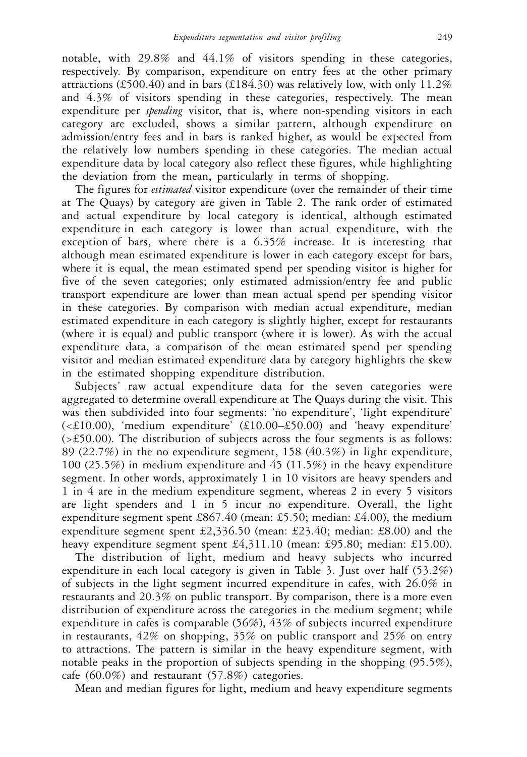notable, with 29.8% and 44.1% of visitors spending in these categories, respectively. By comparison, expenditure on entry fees at the other primary attractions (£500.40) and in bars (£184.30) was relatively low, with only 11.2% and 4.3% of visitors spending in these categories, respectively. The mean expenditure per *spending* visitor, that is, where non-spending visitors in each category are excluded, shows a similar pattern, although expenditure on admission/entry fees and in bars is ranked higher, as would be expected from the relatively low numbers spending in these categories. The median actual expenditure data by local category also reflect these figures, while highlighting the deviation from the mean, particularly in terms of shopping.

The figures for *estimated* visitor expenditure (over the remainder of their time at The Quays) by category are given in Table 2. The rank order of estimated and actual expenditure by local category is identical, although estimated expenditure in each category is lower than actual expenditure, with the exception of bars, where there is a 6.35% increase. It is interesting that although mean estimated expenditure is lower in each category except for bars, where it is equal, the mean estimated spend per spending visitor is higher for five of the seven categories; only estimated admission/entry fee and public transport expenditure are lower than mean actual spend per spending visitor in these categories. By comparison with median actual expenditure, median estimated expenditure in each category is slightly higher, except for restaurants (where it is equal) and public transport (where it is lower). As with the actual expenditure data, a comparison of the mean estimated spend per spending visitor and median estimated expenditure data by category highlights the skew in the estimated shopping expenditure distribution.

Subjects' raw actual expenditure data for the seven categories were aggregated to determine overall expenditure at The Quays during the visit. This was then subdivided into four segments: 'no expenditure', 'light expenditure' (<£10.00), 'medium expenditure' (£10.00–£50.00) and 'heavy expenditure' (>£50.00). The distribution of subjects across the four segments is as follows: 89 (22.7%) in the no expenditure segment, 158 (40.3%) in light expenditure, 100 (25.5%) in medium expenditure and 45 (11.5%) in the heavy expenditure segment. In other words, approximately 1 in 10 visitors are heavy spenders and 1 in 4 are in the medium expenditure segment, whereas 2 in every 5 visitors are light spenders and 1 in 5 incur no expenditure. Overall, the light expenditure segment spent £867.40 (mean: £5.50; median: £4.00), the medium expenditure segment spent £2,336.50 (mean: £23.40; median: £8.00) and the heavy expenditure segment spent £4,311.10 (mean: £95.80; median: £15.00).

The distribution of light, medium and heavy subjects who incurred expenditure in each local category is given in Table 3. Just over half (53.2%) of subjects in the light segment incurred expenditure in cafes, with 26.0% in restaurants and 20.3% on public transport. By comparison, there is a more even distribution of expenditure across the categories in the medium segment; while expenditure in cafes is comparable (56%), 43% of subjects incurred expenditure in restaurants, 42% on shopping, 35% on public transport and 25% on entry to attractions. The pattern is similar in the heavy expenditure segment, with notable peaks in the proportion of subjects spending in the shopping (95.5%), cafe (60.0%) and restaurant (57.8%) categories.

Mean and median figures for light, medium and heavy expenditure segments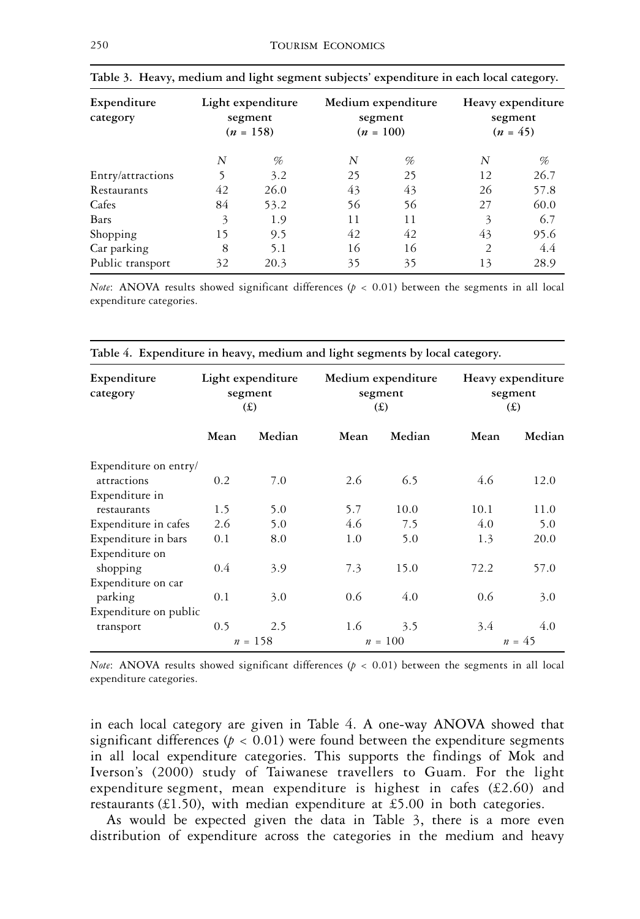**Table 3. Heavy, medium and light segment subjects' expenditure in each local category.**

| Expenditure category | Light expenditure segment ($n$ = 158) | | Medium expenditure segment ($n$ = 100) | | Heavy expenditure segment ($n$ = 45) | |
|---|---|---|---|---|---|---|
| | *N* | % | *N* | % | *N* | % |
| Entry/attractions | 5 | 3.2 | 25 | 25 | 12 | 26.7 |
| Restaurants | 42 | 26.0 | 43 | 43 | 26 | 57.8 |
| Cafes | 84 | 53.2 | 56 | 56 | 27 | 60.0 |
| Bars | 3 | 1.9 | 11 | 11 | 3 | 6.7 |
| Shopping | 15 | 9.5 | 42 | 42 | 43 | 95.6 |
| Car parking | 8 | 5.1 | 16 | 16 | 2 | 4.4 |
| Public transport | 32 | 20.3 | 35 | 35 | 13 | 28.9 |

*Note*: ANOVA results showed significant differences ($p$ < 0.01) between the segments in all local expenditure categories.

**Table 4. Expenditure in heavy, medium and light segments by local category.**

| Expenditure category | Light expenditure segment (£) | | Medium expenditure segment (£) | | Heavy expenditure segment (£) | |
|---|---|---|---|---|---|---|
| | **Mean** | **Median** | **Mean** | **Median** | **Mean** | **Median** |
| Expenditure on entry/ attractions | 0.2 | 7.0 | 2.6 | 6.5 | 4.6 | 12.0 |
| Expenditure in restaurants | 1.5 | 5.0 | 5.7 | 10.0 | 10.1 | 11.0 |
| Expenditure in cafes | 2.6 | 5.0 | 4.6 | 7.5 | 4.0 | 5.0 |
| Expenditure in bars | 0.1 | 8.0 | 1.0 | 5.0 | 1.3 | 20.0 |
| Expenditure on shopping | 0.4 | 3.9 | 7.3 | 15.0 | 72.2 | 57.0 |
| Expenditure on car parking | 0.1 | 3.0 | 0.6 | 4.0 | 0.6 | 3.0 |
| Expenditure on public transport | 0.5 | 2.5 | 1.6 | 3.5 | 3.4 | 4.0 |
| | $n$ = 158 | | $n$ = 100 | | $n$ = 45 | |

*Note*: ANOVA results showed significant differences ($p$ < 0.01) between the segments in all local expenditure categories.

in each local category are given in Table 4. A one-way ANOVA showed that significant differences ($p < 0.01$) were found between the expenditure segments in all local expenditure categories. This supports the findings of Mok and Iverson's (2000) study of Taiwanese travellers to Guam. For the light expenditure segment, mean expenditure is highest in cafes (£2.60) and restaurants (£1.50), with median expenditure at £5.00 in both categories.

As would be expected given the data in Table 3, there is a more even distribution of expenditure across the categories in the medium and heavy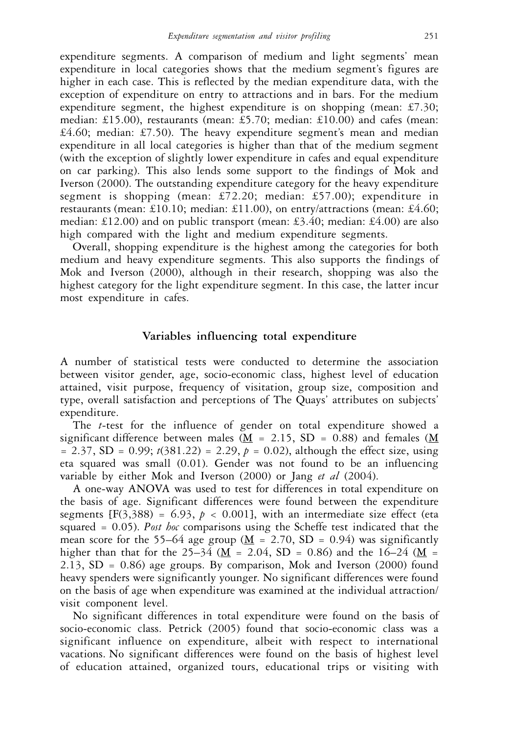expenditure segments. A comparison of medium and light segments' mean expenditure in local categories shows that the medium segment's figures are higher in each case. This is reflected by the median expenditure data, with the exception of expenditure on entry to attractions and in bars. For the medium expenditure segment, the highest expenditure is on shopping (mean: £7.30; median: £15.00), restaurants (mean: £5.70; median: £10.00) and cafes (mean: £4.60; median: £7.50). The heavy expenditure segment's mean and median expenditure in all local categories is higher than that of the medium segment (with the exception of slightly lower expenditure in cafes and equal expenditure on car parking). This also lends some support to the findings of Mok and Iverson (2000). The outstanding expenditure category for the heavy expenditure segment is shopping (mean: £72.20; median: £57.00); expenditure in restaurants (mean: £10.10; median: £11.00), on entry/attractions (mean: £4.60; median: £12.00) and on public transport (mean: £3.40; median: £4.00) are also high compared with the light and medium expenditure segments.

Overall, shopping expenditure is the highest among the categories for both medium and heavy expenditure segments. This also supports the findings of Mok and Iverson (2000), although in their research, shopping was also the highest category for the light expenditure segment. In this case, the latter incur most expenditure in cafes.

## Variables influencing total expenditure

A number of statistical tests were conducted to determine the association between visitor gender, age, socio-economic class, highest level of education attained, visit purpose, frequency of visitation, group size, composition and type, overall satisfaction and perceptions of The Quays' attributes on subjects' expenditure.

The *t*-test for the influence of gender on total expenditure showed a significant difference between males ($\underline{M}$ = 2.15, SD = 0.88) and females ($\underline{M}$ = 2.37, SD = 0.99; $t(381.22) = 2.29$, $p = 0.02$), although the effect size, using eta squared was small (0.01). Gender was not found to be an influencing variable by either Mok and Iverson (2000) or Jang *et al* (2004).

A one-way ANOVA was used to test for differences in total expenditure on the basis of age. Significant differences were found between the expenditure segments [$F(3,388) = 6.93$, $p < 0.001$], with an intermediate size effect (eta squared = 0.05). *Post hoc* comparisons using the Scheffe test indicated that the mean score for the 55–64 age group ($\underline{M}$ = 2.70, SD = 0.94) was significantly higher than that for the 25–34 ($\underline{M}$ = 2.04, SD = 0.86) and the 16–24 ($\underline{M}$ = 2.13, SD = 0.86) age groups. By comparison, Mok and Iverson (2000) found heavy spenders were significantly younger. No significant differences were found on the basis of age when expenditure was examined at the individual attraction/visit component level.

No significant differences in total expenditure were found on the basis of socio-economic class. Petrick (2005) found that socio-economic class was a significant influence on expenditure, albeit with respect to international vacations. No significant differences were found on the basis of highest level of education attained, organized tours, educational trips or visiting with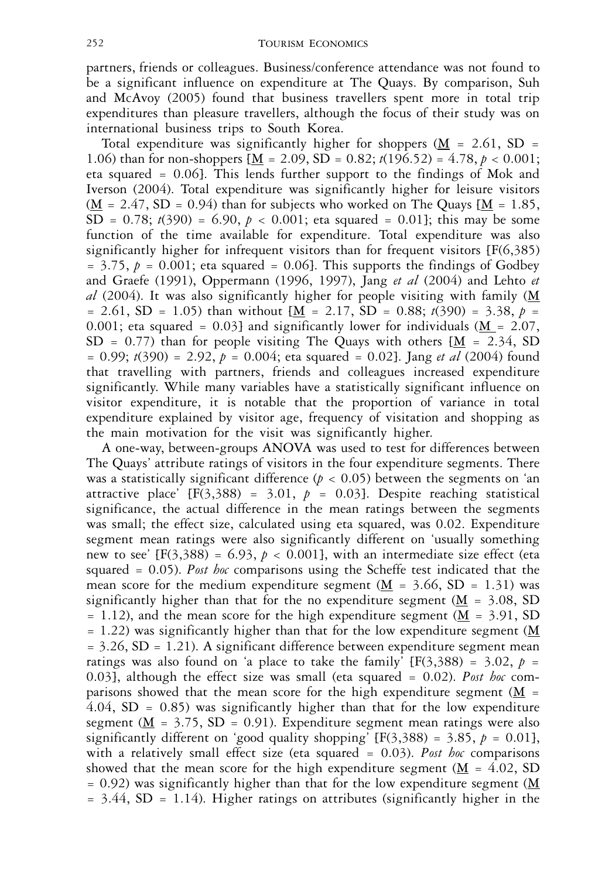partners, friends or colleagues. Business/conference attendance was not found to be a significant influence on expenditure at The Quays. By comparison, Suh and McAvoy (2005) found that business travellers spent more in total trip expenditures than pleasure travellers, although the focus of their study was on international business trips to South Korea.

Total expenditure was significantly higher for shoppers ($\underline{M}$ = 2.61, SD = 1.06) than for non-shoppers [$\underline{M}$ = 2.09, SD = 0.82; $t(196.52) = 4.78$, $p < 0.001$; eta squared = 0.06]. This lends further support to the findings of Mok and Iverson (2004). Total expenditure was significantly higher for leisure visitors ($\underline{M}$ = 2.47, SD = 0.94) than for subjects who worked on The Quays [$\underline{M}$ = 1.85, SD = 0.78; $t(390) = 6.90$, $p < 0.001$; eta squared = 0.01]; this may be some function of the time available for expenditure. Total expenditure was also significantly higher for infrequent visitors than for frequent visitors [$F(6,385) = 3.75$, $p = 0.001$; eta squared = 0.06]. This supports the findings of Godbey and Graefe (1991), Oppermann (1996, 1997), Jang *et al* (2004) and Lehto *et al* (2004). It was also significantly higher for people visiting with family ($\underline{M}$ = 2.61, SD = 1.05) than without [$\underline{M}$ = 2.17, SD = 0.88; $t(390) = 3.38$, $p = 0.001$; eta squared = 0.03] and significantly lower for individuals ($\underline{M}$ = 2.07, SD = 0.77) than for people visiting The Quays with others [$\underline{M}$ = 2.34, SD = 0.99; $t(390) = 2.92$, $p = 0.004$; eta squared = 0.02]. Jang *et al* (2004) found that travelling with partners, friends and colleagues increased expenditure significantly. While many variables have a statistically significant influence on visitor expenditure, it is notable that the proportion of variance in total expenditure explained by visitor age, frequency of visitation and shopping as the main motivation for the visit was significantly higher.

A one-way, between-groups ANOVA was used to test for differences between The Quays' attribute ratings of visitors in the four expenditure segments. There was a statistically significant difference ($p < 0.05$) between the segments on 'an attractive place' [$F(3,388) = 3.01$, $p = 0.03$]. Despite reaching statistical significance, the actual difference in the mean ratings between the segments was small; the effect size, calculated using eta squared, was 0.02. Expenditure segment mean ratings were also significantly different on 'usually something new to see' [$F(3,388) = 6.93$, $p < 0.001$], with an intermediate size effect (eta squared = 0.05). *Post hoc* comparisons using the Scheffe test indicated that the mean score for the medium expenditure segment ($\underline{M}$ = 3.66, SD = 1.31) was significantly higher than that for the no expenditure segment ($\underline{M}$ = 3.08, SD = 1.12), and the mean score for the high expenditure segment ($\underline{M}$ = 3.91, SD = 1.22) was significantly higher than that for the low expenditure segment ($\underline{M}$ = 3.26, SD = 1.21). A significant difference between expenditure segment mean ratings was also found on 'a place to take the family' [$F(3,388) = 3.02$, $p = 0.03$], although the effect size was small (eta squared = 0.02). *Post hoc* comparisons showed that the mean score for the high expenditure segment ($\underline{M}$ = 4.04, SD = 0.85) was significantly higher than that for the low expenditure segment ($\underline{M}$ = 3.75, SD = 0.91). Expenditure segment mean ratings were also significantly different on 'good quality shopping' [$F(3,388) = 3.85$, $p = 0.01$], with a relatively small effect size (eta squared = 0.03). *Post hoc* comparisons showed that the mean score for the high expenditure segment ($\underline{M}$ = 4.02, SD = 0.92) was significantly higher than that for the low expenditure segment ($\underline{M}$ = 3.44, SD = 1.14). Higher ratings on attributes (significantly higher in the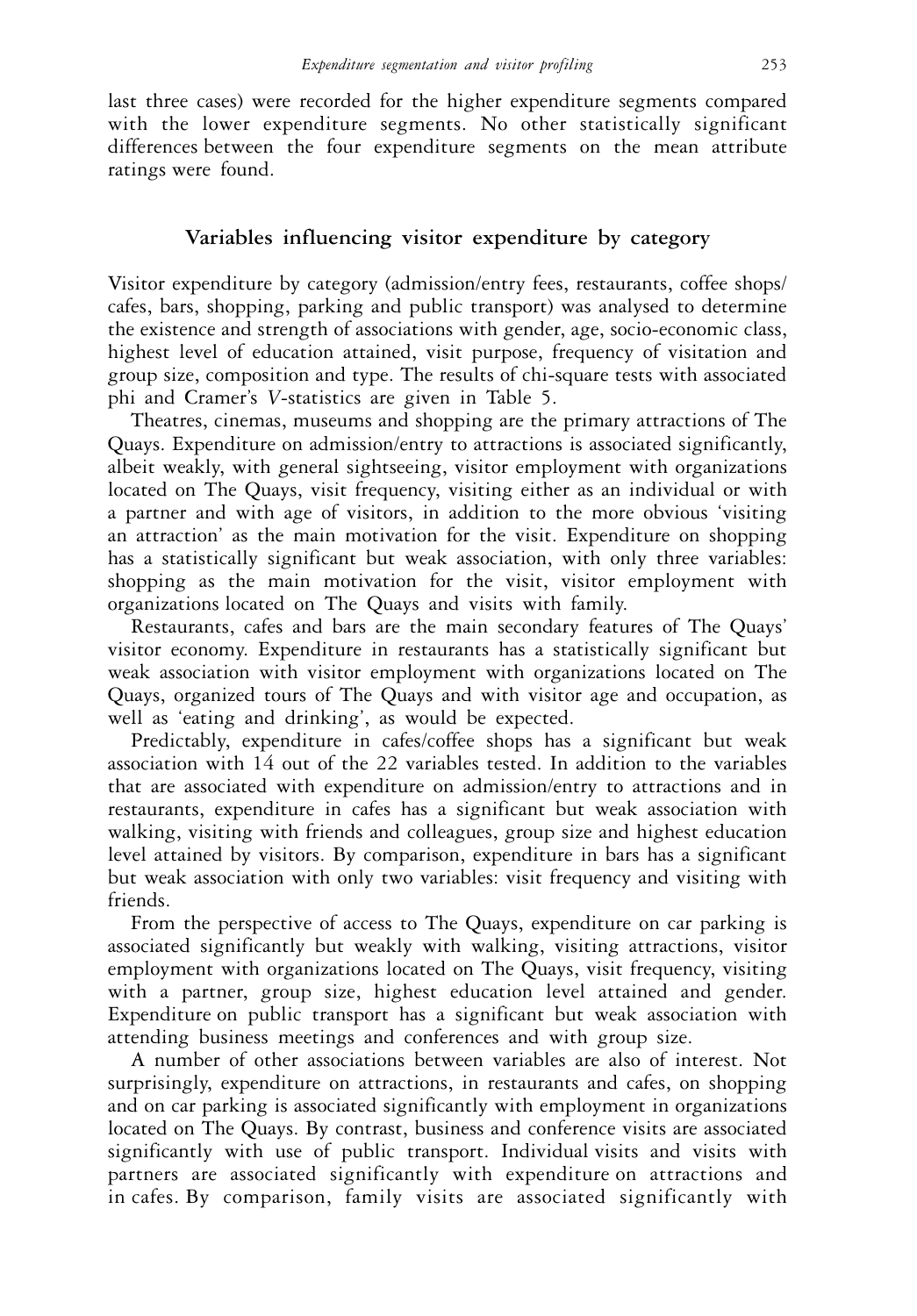last three cases) were recorded for the higher expenditure segments compared with the lower expenditure segments. No other statistically significant differences between the four expenditure segments on the mean attribute ratings were found.

## Variables influencing visitor expenditure by category

Visitor expenditure by category (admission/entry fees, restaurants, coffee shops/cafes, bars, shopping, parking and public transport) was analysed to determine the existence and strength of associations with gender, age, socio-economic class, highest level of education attained, visit purpose, frequency of visitation and group size, composition and type. The results of chi-square tests with associated phi and Cramer's *V*-statistics are given in Table 5.

Theatres, cinemas, museums and shopping are the primary attractions of The Quays. Expenditure on admission/entry to attractions is associated significantly, albeit weakly, with general sightseeing, visitor employment with organizations located on The Quays, visit frequency, visiting either as an individual or with a partner and with age of visitors, in addition to the more obvious 'visiting an attraction' as the main motivation for the visit. Expenditure on shopping has a statistically significant but weak association, with only three variables: shopping as the main motivation for the visit, visitor employment with organizations located on The Quays and visits with family.

Restaurants, cafes and bars are the main secondary features of The Quays' visitor economy. Expenditure in restaurants has a statistically significant but weak association with visitor employment with organizations located on The Quays, organized tours of The Quays and with visitor age and occupation, as well as 'eating and drinking', as would be expected.

Predictably, expenditure in cafes/coffee shops has a significant but weak association with 14 out of the 22 variables tested. In addition to the variables that are associated with expenditure on admission/entry to attractions and in restaurants, expenditure in cafes has a significant but weak association with walking, visiting with friends and colleagues, group size and highest education level attained by visitors. By comparison, expenditure in bars has a significant but weak association with only two variables: visit frequency and visiting with friends.

From the perspective of access to The Quays, expenditure on car parking is associated significantly but weakly with walking, visiting attractions, visitor employment with organizations located on The Quays, visit frequency, visiting with a partner, group size, highest education level attained and gender. Expenditure on public transport has a significant but weak association with attending business meetings and conferences and with group size.

A number of other associations between variables are also of interest. Not surprisingly, expenditure on attractions, in restaurants and cafes, on shopping and on car parking is associated significantly with employment in organizations located on The Quays. By contrast, business and conference visits are associated significantly with use of public transport. Individual visits and visits with partners are associated significantly with expenditure on attractions and in cafes. By comparison, family visits are associated significantly with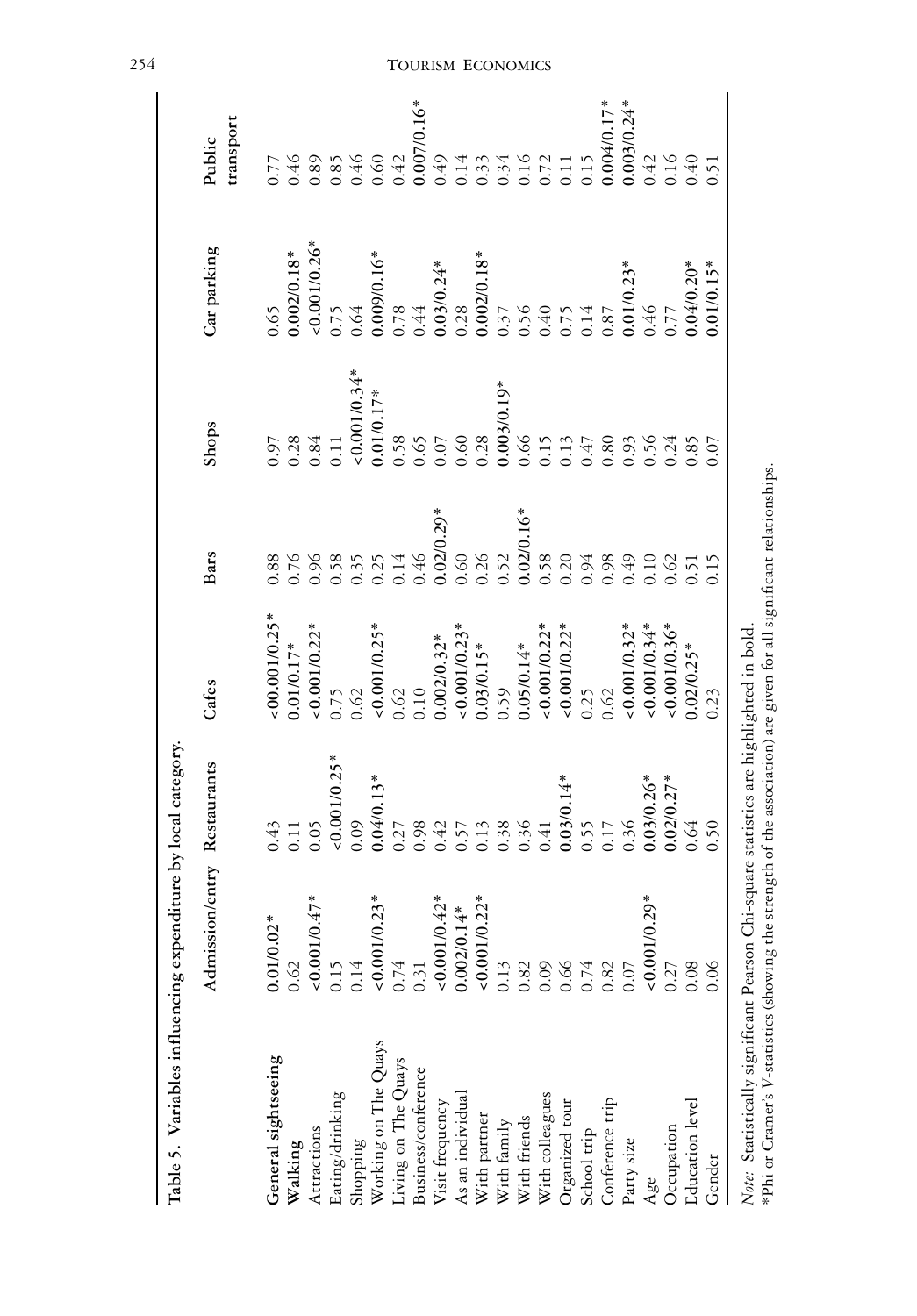**Table 5.** Variables influencing expenditure by local category.

| | Admission/entry | Restaurants | Cafes | Bars | Shops | Car parking | Public transport |
|---|---|---|---|---|---|---|---|
| **General sightseeing** | **0.01/0.02*** | 0.43 | **<00.001/0.25*** | 0.88 | 0.97 | 0.65 | 0.77 |
| **Walking** | 0.62 | 0.11 | **0.01/0.17*** | 0.76 | 0.28 | **0.002/0.18*** | 0.46 |
| Attractions | **<0.001/0.47*** | 0.05 | **<0.001/0.22*** | 0.96 | 0.84 | **<0.001/0.26*** | 0.89 |
| Eating/drinking | 0.15 | **<0.001/0.25*** | 0.75 | 0.58 | 0.11 | 0.75 | 0.85 |
| Shopping | 0.14 | 0.09 | 0.62 | 0.35 | **<0.001/0.34*** | 0.64 | 0.46 |
| Working on The Quays | **<0.001/0.23*** | **0.04/0.13*** | **<0.001/0.25*** | 0.25 | **0.01/0.17*** | **0.009/0.16*** | 0.60 |
| Living on The Quays | 0.74 | 0.27 | 0.62 | 0.14 | 0.58 | 0.78 | 0.42 |
| Business/conference | 0.31 | 0.98 | 0.10 | 0.46 | 0.65 | 0.44 | **0.007/0.16*** |
| Visit frequency | **<0.001/0.42*** | 0.42 | **0.002/0.32*** | **0.02/0.29*** | 0.07 | **0.03/0.24*** | 0.49 |
| As an individual | **0.002/0.14*** | 0.57 | **<0.001/0.23*** | 0.60 | 0.60 | 0.28 | 0.14 |
| With partner | **<0.001/0.22*** | 0.13 | **0.03/0.15*** | 0.26 | 0.28 | **0.002/0.18*** | 0.33 |
| With family | 0.13 | 0.38 | 0.59 | 0.52 | **0.003/0.19*** | 0.37 | 0.34 |
| With friends | 0.82 | 0.36 | **0.05/0.14*** | **0.02/0.16*** | 0.66 | 0.56 | 0.16 |
| With colleagues | 0.09 | 0.41 | **<0.001/0.22*** | 0.58 | 0.15 | 0.40 | 0.72 |
| Organized tour | 0.66 | **0.03/0.14*** | **<0.001/0.22*** | 0.20 | 0.13 | 0.75 | 0.11 |
| School trip | 0.74 | 0.55 | 0.25 | 0.94 | 0.47 | 0.14 | 0.15 |
| Conference trip | 0.82 | 0.17 | 0.62 | 0.98 | 0.80 | 0.87 | **0.004/0.17*** |
| Party size | 0.07 | 0.36 | **<0.001/0.32*** | 0.49 | 0.93 | **0.01/0.23*** | **0.003/0.24*** |
| Age | **<0.001/0.29*** | **0.03/0.26*** | **<0.001/0.34*** | 0.10 | 0.56 | 0.46 | 0.42 |
| Occupation | 0.27 | **0.02/0.27*** | **<0.001/0.36*** | 0.62 | 0.24 | 0.77 | 0.16 |
| Education level | 0.08 | 0.64 | **0.02/0.25*** | 0.51 | 0.85 | **0.04/0.20*** | 0.40 |
| Gender | 0.06 | 0.50 | 0.23 | 0.15 | 0.07 | **0.01/0.15*** | 0.51 |

*Note:* Statistically significant Pearson Chi-square statistics are highlighted in bold.
*Phi or Cramer's *V*-statistics (showing the strength of the association) are given for all significant relationships.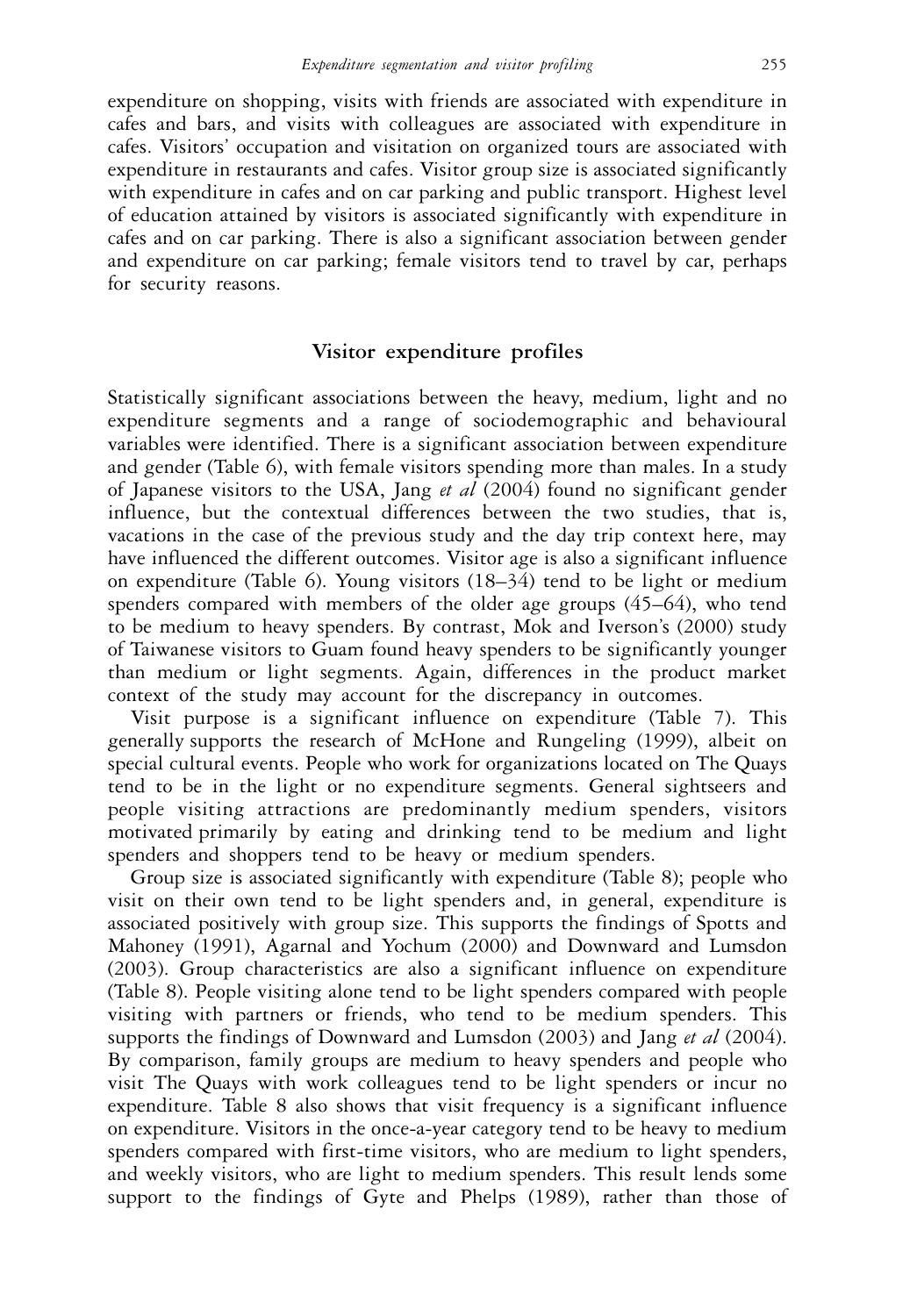expenditure on shopping, visits with friends are associated with expenditure in cafes and bars, and visits with colleagues are associated with expenditure in cafes. Visitors' occupation and visitation on organized tours are associated with expenditure in restaurants and cafes. Visitor group size is associated significantly with expenditure in cafes and on car parking and public transport. Highest level of education attained by visitors is associated significantly with expenditure in cafes and on car parking. There is also a significant association between gender and expenditure on car parking; female visitors tend to travel by car, perhaps for security reasons.

## Visitor expenditure profiles

Statistically significant associations between the heavy, medium, light and no expenditure segments and a range of sociodemographic and behavioural variables were identified. There is a significant association between expenditure and gender (Table 6), with female visitors spending more than males. In a study of Japanese visitors to the USA, Jang *et al* (2004) found no significant gender influence, but the contextual differences between the two studies, that is, vacations in the case of the previous study and the day trip context here, may have influenced the different outcomes. Visitor age is also a significant influence on expenditure (Table 6). Young visitors (18–34) tend to be light or medium spenders compared with members of the older age groups (45–64), who tend to be medium to heavy spenders. By contrast, Mok and Iverson's (2000) study of Taiwanese visitors to Guam found heavy spenders to be significantly younger than medium or light segments. Again, differences in the product market context of the study may account for the discrepancy in outcomes.

Visit purpose is a significant influence on expenditure (Table 7). This generally supports the research of McHone and Rungeling (1999), albeit on special cultural events. People who work for organizations located on The Quays tend to be in the light or no expenditure segments. General sightseers and people visiting attractions are predominantly medium spenders, visitors motivated primarily by eating and drinking tend to be medium and light spenders and shoppers tend to be heavy or medium spenders.

Group size is associated significantly with expenditure (Table 8); people who visit on their own tend to be light spenders and, in general, expenditure is associated positively with group size. This supports the findings of Spotts and Mahoney (1991), Agarnal and Yochum (2000) and Downward and Lumsdon (2003). Group characteristics are also a significant influence on expenditure (Table 8). People visiting alone tend to be light spenders compared with people visiting with partners or friends, who tend to be medium spenders. This supports the findings of Downward and Lumsdon (2003) and Jang *et al* (2004). By comparison, family groups are medium to heavy spenders and people who visit The Quays with work colleagues tend to be light spenders or incur no expenditure. Table 8 also shows that visit frequency is a significant influence on expenditure. Visitors in the once-a-year category tend to be heavy to medium spenders compared with first-time visitors, who are medium to light spenders, and weekly visitors, who are light to medium spenders. This result lends some support to the findings of Gyte and Phelps (1989), rather than those of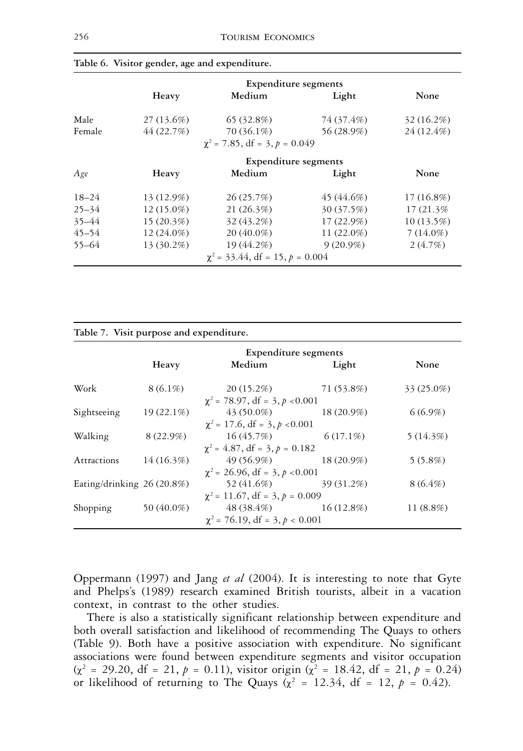**Table 6. Visitor gender, age and expenditure.**

| | Expenditure segments | | | |
|---|---|---|---|---|
| | Heavy | Medium | Light | None |
| Male | 27 (13.6%) | 65 (32.8%) | 74 (37.4%) | 32 (16.2%) |
| Female | 44 (22.7%) | 70 (36.1%) | 56 (28.9%) | 24 (12.4%) |
| | | $\chi^2 = 7.85$, df = 3, $p = 0.049$ | | |
| | Expenditure segments | | | |
| *Age* | Heavy | Medium | Light | None |
| 18–24 | 13 (12.9%) | 26 (25.7%) | 45 (44.6%) | 17 (16.8%) |
| 25–34 | 12 (15.0%) | 21 (26.3%) | 30 (37.5%) | 17 (21.3% |
| 35–44 | 15 (20.3%) | 32 (43.2%) | 17 (22.9%) | 10 (13.5%) |
| 45–54 | 12 (24.0%) | 20 (40.0%) | 11 (22.0%) | 7 (14.0%) |
| 55–64 | 13 (30.2%) | 19 (44.2%) | 9 (20.9%) | 2 (4.7%) |
| | | $\chi^2 = 33.44$, df = 15, $p = 0.004$ | | |

**Table 7. Visit purpose and expenditure.**

| | Expenditure segments | | | |
|---|---|---|---|---|
| | Heavy | Medium | Light | None |
| Work | 8 (6.1%) | 20 (15.2%) | 71 (53.8%) | 33 (25.0%) |
| | | $\chi^2 = 78.97$, df = 3, $p < 0.001$ | | |
| Sightseeing | 19 (22.1%) | 43 (50.0%) | 18 (20.9%) | 6 (6.9%) |
| | | $\chi^2 = 17.6$, df = 3, $p < 0.001$ | | |
| Walking | 8 (22.9%) | 16 (45.7%) | 6 (17.1%) | 5 (14.3%) |
| | | $\chi^2 = 4.87$, df = 3, $p = 0.182$ | | |
| Attractions | 14 (16.3%) | 49 (56.9%) | 18 (20.9%) | 5 (5.8%) |
| | | $\chi^2 = 26.96$, df = 3, $p < 0.001$ | | |
| Eating/drinking | 26 (20.8%) | 52 (41.6%) | 39 (31.2%) | 8 (6.4%) |
| | | $\chi^2 = 11.67$, df = 3, $p = 0.009$ | | |
| Shopping | 50 (40.0%) | 48 (38.4%) | 16 (12.8%) | 11 (8.8%) |
| | | $\chi^2 = 76.19$, df = 3, $p < 0.001$ | | |

Oppermann (1997) and Jang *et al* (2004). It is interesting to note that Gyte and Phelps's (1989) research examined British tourists, albeit in a vacation context, in contrast to the other studies.

There is also a statistically significant relationship between expenditure and both overall satisfaction and likelihood of recommending The Quays to others (Table 9). Both have a positive association with expenditure. No significant associations were found between expenditure segments and visitor occupation ($\chi^2 = 29.20$, df = 21, $p = 0.11$), visitor origin ($\chi^2 = 18.42$, df = 21, $p = 0.24$) or likelihood of returning to The Quays ($\chi^2 = 12.34$, df = 12, $p = 0.42$).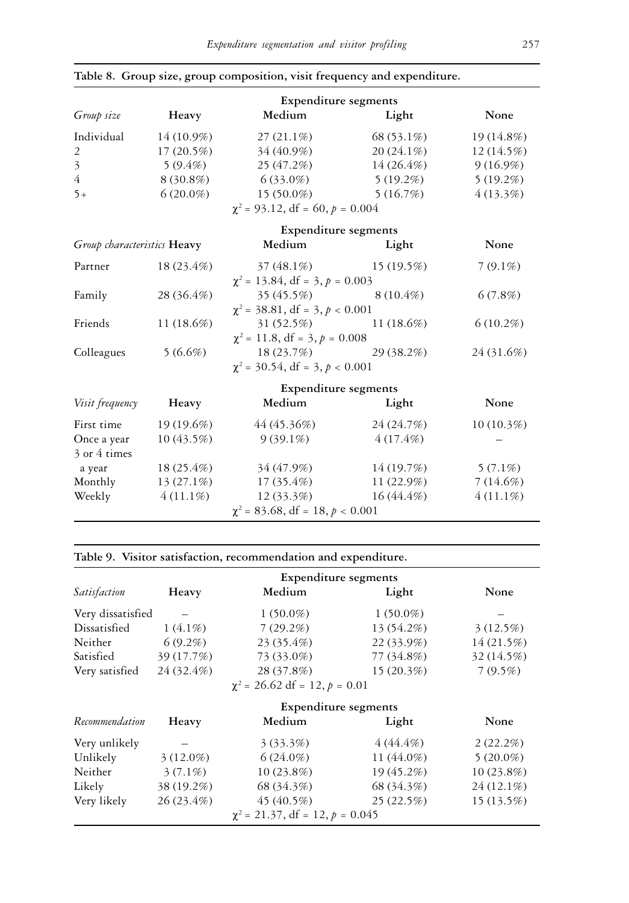**Table 8. Group size, group composition, visit frequency and expenditure.**

| | Expenditure segments | | | |
|---|---|---|---|---|
| *Group size* | Heavy | Medium | Light | None |
| Individual | 14 (10.9%) | 27 (21.1%) | 68 (53.1%) | 19 (14.8%) |
| 2 | 17 (20.5%) | 34 (40.9%) | 20 (24.1%) | 12 (14.5%) |
| 3 | 5 (9.4%) | 25 (47.2%) | 14 (26.4%) | 9 (16.9%) |
| 4 | 8 (30.8%) | 6 (33.0%) | 5 (19.2%) | 5 (19.2%) |
| 5+ | 6 (20.0%) | 15 (50.0%) | 5 (16.7%) | 4 (13.3%) |
| | | $\chi^2$ = 93.12, df = 60, $p$ = 0.004 | | |
| | Expenditure segments | | | |
| *Group characteristics* | Heavy | Medium | Light | None |
| Partner | 18 (23.4%) | 37 (48.1%) | 15 (19.5%) | 7 (9.1%) |
| | | $\chi^2$ = 13.84, df = 3, $p$ = 0.003 | | |
| Family | 28 (36.4%) | 35 (45.5%) | 8 (10.4%) | 6 (7.8%) |
| | | $\chi^2$ = 38.81, df = 3, $p$ < 0.001 | | |
| Friends | 11 (18.6%) | 31 (52.5%) | 11 (18.6%) | 6 (10.2%) |
| | | $\chi^2$ = 11.8, df = 3, $p$ = 0.008 | | |
| Colleagues | 5 (6.6%) | 18 (23.7%) | 29 (38.2%) | 24 (31.6%) |
| | | $\chi^2$ = 30.54, df = 3, $p$ < 0.001 | | |
| | Expenditure segments | | | |
| *Visit frequency* | Heavy | Medium | Light | None |
| First time | 19 (19.6%) | 44 (45.36%) | 24 (24.7%) | 10 (10.3%) |
| Once a year | 10 (43.5%) | 9 (39.1%) | 4 (17.4%) | – |
| 3 or 4 times a year | 18 (25.4%) | 34 (47.9%) | 14 (19.7%) | 5 (7.1%) |
| Monthly | 13 (27.1%) | 17 (35.4%) | 11 (22.9%) | 7 (14.6%) |
| Weekly | 4 (11.1%) | 12 (33.3%) | 16 (44.4%) | 4 (11.1%) |
| | | $\chi^2$ = 83.68, df = 18, $p$ < 0.001 | | |

**Table 9. Visitor satisfaction, recommendation and expenditure.**

| | Expenditure segments | | | |
|---|---|---|---|---|
| *Satisfaction* | Heavy | Medium | Light | None |
| Very dissatisfied | – | 1 (50.0%) | 1 (50.0%) | – |
| Dissatisfied | 1 (4.1%) | 7 (29.2%) | 13 (54.2%) | 3 (12.5%) |
| Neither | 6 (9.2%) | 23 (35.4%) | 22 (33.9%) | 14 (21.5%) |
| Satisfied | 39 (17.7%) | 73 (33.0%) | 77 (34.8%) | 32 (14.5%) |
| Very satisfied | 24 (32.4%) | 28 (37.8%) | 15 (20.3%) | 7 (9.5%) |
| | | $\chi^2$ = 26.62 df = 12, $p$ = 0.01 | | |
| | Expenditure segments | | | |
| *Recommendation* | Heavy | Medium | Light | None |
| Very unlikely | – | 3 (33.3%) | 4 (44.4%) | 2 (22.2%) |
| Unlikely | 3 (12.0%) | 6 (24.0%) | 11 (44.0%) | 5 (20.0%) |
| Neither | 3 (7.1%) | 10 (23.8%) | 19 (45.2%) | 10 (23.8%) |
| Likely | 38 (19.2%) | 68 (34.3%) | 68 (34.3%) | 24 (12.1%) |
| Very likely | 26 (23.4%) | 45 (40.5%) | 25 (22.5%) | 15 (13.5%) |
| | | $\chi^2$ = 21.37, df = 12, $p$ = 0.045 | | |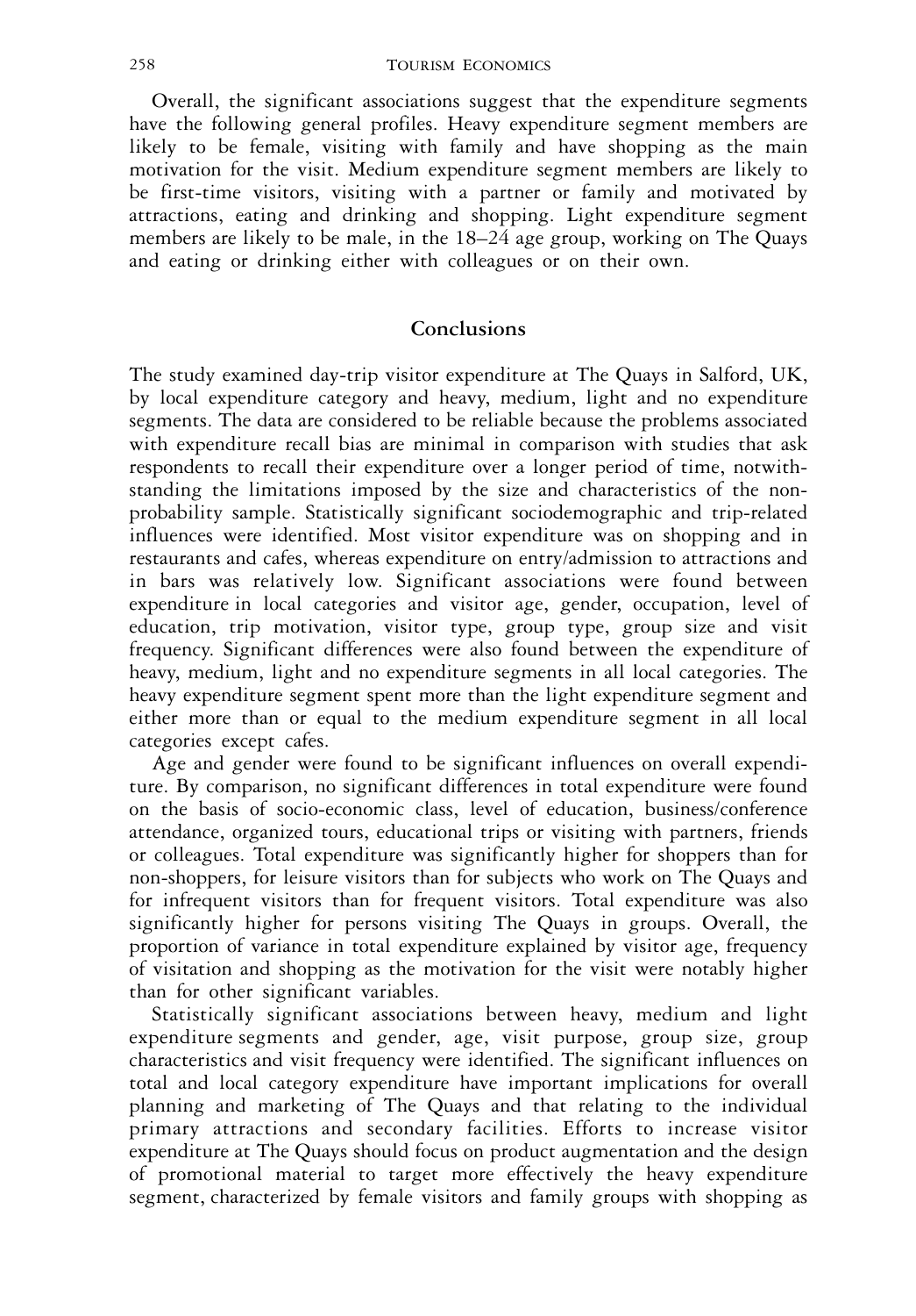Overall, the significant associations suggest that the expenditure segments have the following general profiles. Heavy expenditure segment members are likely to be female, visiting with family and have shopping as the main motivation for the visit. Medium expenditure segment members are likely to be first-time visitors, visiting with a partner or family and motivated by attractions, eating and drinking and shopping. Light expenditure segment members are likely to be male, in the 18–24 age group, working on The Quays and eating or drinking either with colleagues or on their own.

## Conclusions

The study examined day-trip visitor expenditure at The Quays in Salford, UK, by local expenditure category and heavy, medium, light and no expenditure segments. The data are considered to be reliable because the problems associated with expenditure recall bias are minimal in comparison with studies that ask respondents to recall their expenditure over a longer period of time, notwithstanding the limitations imposed by the size and characteristics of the non-probability sample. Statistically significant sociodemographic and trip-related influences were identified. Most visitor expenditure was on shopping and in restaurants and cafes, whereas expenditure on entry/admission to attractions and in bars was relatively low. Significant associations were found between expenditure in local categories and visitor age, gender, occupation, level of education, trip motivation, visitor type, group type, group size and visit frequency. Significant differences were also found between the expenditure of heavy, medium, light and no expenditure segments in all local categories. The heavy expenditure segment spent more than the light expenditure segment and either more than or equal to the medium expenditure segment in all local categories except cafes.

Age and gender were found to be significant influences on overall expenditure. By comparison, no significant differences in total expenditure were found on the basis of socio-economic class, level of education, business/conference attendance, organized tours, educational trips or visiting with partners, friends or colleagues. Total expenditure was significantly higher for shoppers than for non-shoppers, for leisure visitors than for subjects who work on The Quays and for infrequent visitors than for frequent visitors. Total expenditure was also significantly higher for persons visiting The Quays in groups. Overall, the proportion of variance in total expenditure explained by visitor age, frequency of visitation and shopping as the motivation for the visit were notably higher than for other significant variables.

Statistically significant associations between heavy, medium and light expenditure segments and gender, age, visit purpose, group size, group characteristics and visit frequency were identified. The significant influences on total and local category expenditure have important implications for overall planning and marketing of The Quays and that relating to the individual primary attractions and secondary facilities. Efforts to increase visitor expenditure at The Quays should focus on product augmentation and the design of promotional material to target more effectively the heavy expenditure segment, characterized by female visitors and family groups with shopping as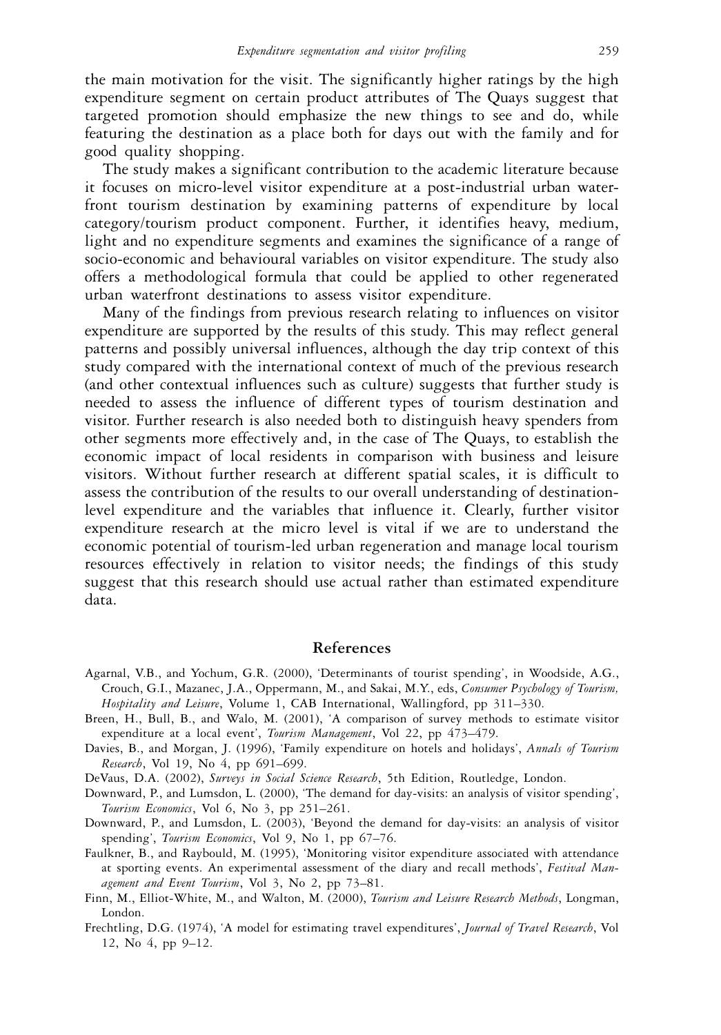the main motivation for the visit. The significantly higher ratings by the high expenditure segment on certain product attributes of The Quays suggest that targeted promotion should emphasize the new things to see and do, while featuring the destination as a place both for days out with the family and for good quality shopping.

The study makes a significant contribution to the academic literature because it focuses on micro-level visitor expenditure at a post-industrial urban waterfront tourism destination by examining patterns of expenditure by local category/tourism product component. Further, it identifies heavy, medium, light and no expenditure segments and examines the significance of a range of socio-economic and behavioural variables on visitor expenditure. The study also offers a methodological formula that could be applied to other regenerated urban waterfront destinations to assess visitor expenditure.

Many of the findings from previous research relating to influences on visitor expenditure are supported by the results of this study. This may reflect general patterns and possibly universal influences, although the day trip context of this study compared with the international context of much of the previous research (and other contextual influences such as culture) suggests that further study is needed to assess the influence of different types of tourism destination and visitor. Further research is also needed both to distinguish heavy spenders from other segments more effectively and, in the case of The Quays, to establish the economic impact of local residents in comparison with business and leisure visitors. Without further research at different spatial scales, it is difficult to assess the contribution of the results to our overall understanding of destination-level expenditure and the variables that influence it. Clearly, further visitor expenditure research at the micro level is vital if we are to understand the economic potential of tourism-led urban regeneration and manage local tourism resources effectively in relation to visitor needs; the findings of this study suggest that this research should use actual rather than estimated expenditure data.

## References

Agarnal, V.B., and Yochum, G.R. (2000), 'Determinants of tourist spending', in Woodside, A.G., Crouch, G.I., Mazanec, J.A., Oppermann, M., and Sakai, M.Y., eds, *Consumer Psychology of Tourism, Hospitality and Leisure*, Volume 1, CAB International, Wallingford, pp 311–330.

Breen, H., Bull, B., and Walo, M. (2001), 'A comparison of survey methods to estimate visitor expenditure at a local event', *Tourism Management*, Vol 22, pp 473–479.

Davies, B., and Morgan, J. (1996), 'Family expenditure on hotels and holidays', *Annals of Tourism Research*, Vol 19, No 4, pp 691–699.

DeVaus, D.A. (2002), *Surveys in Social Science Research*, 5th Edition, Routledge, London.

Downward, P., and Lumsdon, L. (2000), 'The demand for day-visits: an analysis of visitor spending', *Tourism Economics*, Vol 6, No 3, pp 251–261.

Downward, P., and Lumsdon, L. (2003), 'Beyond the demand for day-visits: an analysis of visitor spending', *Tourism Economics*, Vol 9, No 1, pp 67–76.

Faulkner, B., and Raybould, M. (1995), 'Monitoring visitor expenditure associated with attendance at sporting events. An experimental assessment of the diary and recall methods', *Festival Management and Event Tourism*, Vol 3, No 2, pp 73–81.

Finn, M., Elliot-White, M., and Walton, M. (2000), *Tourism and Leisure Research Methods*, Longman, London.

Frechtling, D.G. (1974), 'A model for estimating travel expenditures', *Journal of Travel Research*, Vol 12, No 4, pp 9–12.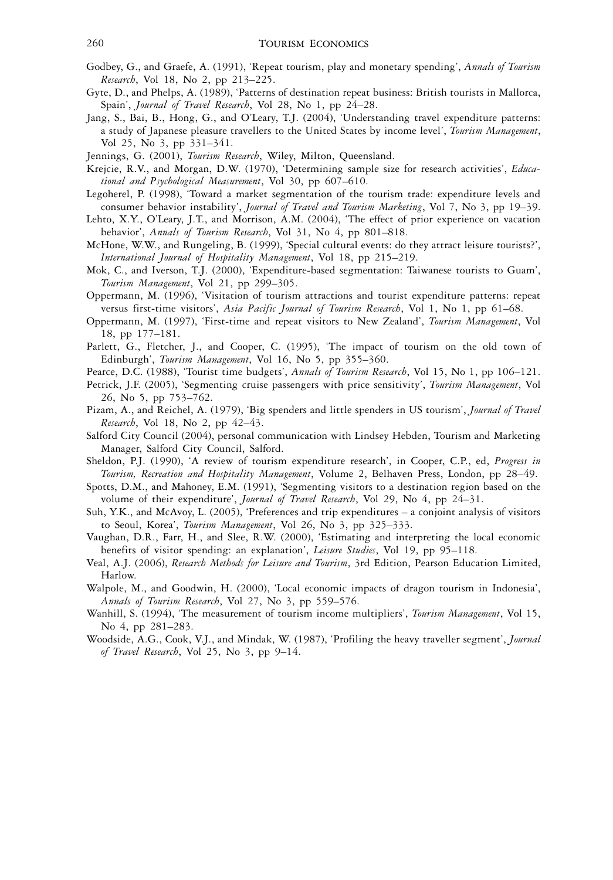Godbey, G., and Graefe, A. (1991), 'Repeat tourism, play and monetary spending', *Annals of Tourism Research*, Vol 18, No 2, pp 213–225.

Gyte, D., and Phelps, A. (1989), 'Patterns of destination repeat business: British tourists in Mallorca, Spain', *Journal of Travel Research*, Vol 28, No 1, pp 24–28.

Jang, S., Bai, B., Hong, G., and O'Leary, T.J. (2004), 'Understanding travel expenditure patterns: a study of Japanese pleasure travellers to the United States by income level', *Tourism Management*, Vol 25, No 3, pp 331–341.

Jennings, G. (2001), *Tourism Research*, Wiley, Milton, Queensland.

Krejcie, R.V., and Morgan, D.W. (1970), 'Determining sample size for research activities', *Educational and Psychological Measurement*, Vol 30, pp 607–610.

Legoherel, P. (1998), 'Toward a market segmentation of the tourism trade: expenditure levels and consumer behavior instability', *Journal of Travel and Tourism Marketing*, Vol 7, No 3, pp 19–39.

Lehto, X.Y., O'Leary, J.T., and Morrison, A.M. (2004), 'The effect of prior experience on vacation behavior', *Annals of Tourism Research*, Vol 31, No 4, pp 801–818.

McHone, W.W., and Rungeling, B. (1999), 'Special cultural events: do they attract leisure tourists?', *International Journal of Hospitality Management*, Vol 18, pp 215–219.

Mok, C., and Iverson, T.J. (2000), 'Expenditure-based segmentation: Taiwanese tourists to Guam', *Tourism Management*, Vol 21, pp 299–305.

Oppermann, M. (1996), 'Visitation of tourism attractions and tourist expenditure patterns: repeat versus first-time visitors', *Asia Pacific Journal of Tourism Research*, Vol 1, No 1, pp 61–68.

Oppermann, M. (1997), 'First-time and repeat visitors to New Zealand', *Tourism Management*, Vol 18, pp 177–181.

Parlett, G., Fletcher, J., and Cooper, C. (1995), 'The impact of tourism on the old town of Edinburgh', *Tourism Management*, Vol 16, No 5, pp 355–360.

Pearce, D.C. (1988), 'Tourist time budgets', *Annals of Tourism Research*, Vol 15, No 1, pp 106–121.

Petrick, J.F. (2005), 'Segmenting cruise passengers with price sensitivity', *Tourism Management*, Vol 26, No 5, pp 753–762.

Pizam, A., and Reichel, A. (1979), 'Big spenders and little spenders in US tourism', *Journal of Travel Research*, Vol 18, No 2, pp 42–43.

Salford City Council (2004), personal communication with Lindsey Hebden, Tourism and Marketing Manager, Salford City Council, Salford.

Sheldon, P.J. (1990), 'A review of tourism expenditure research', in Cooper, C.P., ed, *Progress in Tourism, Recreation and Hospitality Management*, Volume 2, Belhaven Press, London, pp 28–49.

Spotts, D.M., and Mahoney, E.M. (1991), 'Segmenting visitors to a destination region based on the volume of their expenditure', *Journal of Travel Research*, Vol 29, No 4, pp 24–31.

Suh, Y.K., and McAvoy, L. (2005), 'Preferences and trip expenditures – a conjoint analysis of visitors to Seoul, Korea', *Tourism Management*, Vol 26, No 3, pp 325–333.

Vaughan, D.R., Farr, H., and Slee, R.W. (2000), 'Estimating and interpreting the local economic benefits of visitor spending: an explanation', *Leisure Studies*, Vol 19, pp 95–118.

Veal, A.J. (2006), *Research Methods for Leisure and Tourism*, 3rd Edition, Pearson Education Limited, Harlow.

Walpole, M., and Goodwin, H. (2000), 'Local economic impacts of dragon tourism in Indonesia', *Annals of Tourism Research*, Vol 27, No 3, pp 559–576.

Wanhill, S. (1994), 'The measurement of tourism income multipliers', *Tourism Management*, Vol 15, No 4, pp 281–283.

Woodside, A.G., Cook, V.J., and Mindak, W. (1987), 'Profiling the heavy traveller segment', *Journal of Travel Research*, Vol 25, No 3, pp 9–14.